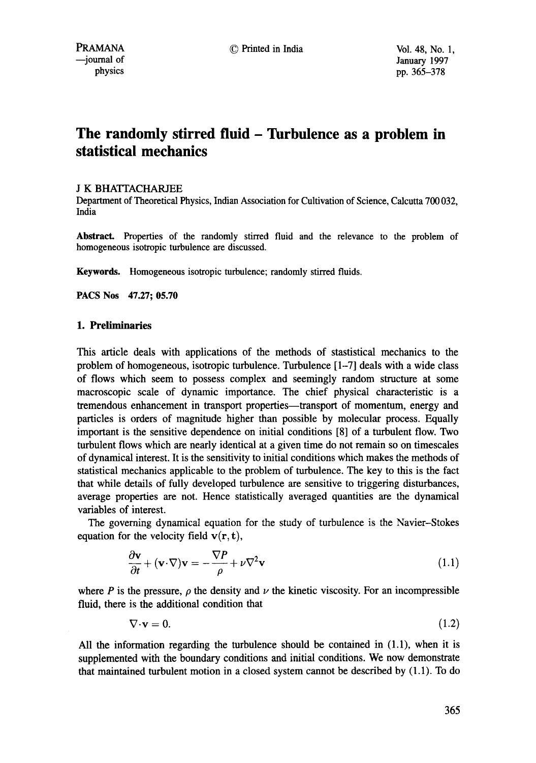# The randomly stirred fluid – Turbulence as a problem in statistical mechanics

J K BHATTACHARJEE

Department of Theoretical Physics, Indian Association for Cultivation of Science, Calcutta 700 032, India

**Abstract.** Properties of the randomly stirred fluid and the relevance to the problem of homogeneous isotropic turbulence are discussed.

**Keywords.** Homogeneous isotropic turbulence; randomly stirred fluids.

**PACS Nos** 47.27; 05.70

## 1. Preliminaries

This article deals with applications of the methods of stastistical mechanics to the problem of homogeneous, isotropic turbulence. Turbulence [1–7] deals with a wide class of flows which seem to possess complex and seemingly random structure at some macroscopic scale of dynamic importance. The chief physical characteristic is a tremendous enhancement in transport properties—transport of momentum, energy and particles is orders of magnitude higher than possible by molecular process. Equally important is the sensitive dependence on initial conditions [8] of a turbulent flow. Two turbulent flows which are nearly identical at a given time do not remain so on timescales of dynamical interest. It is the sensitivity to initial conditions which makes the methods of statistical mechanics applicable to the problem of turbulence. The key to this is the fact that while details of fully developed turbulence are sensitive to triggering disturbances, average properties are not. Hence statistically averaged quantities are the dynamical variables of interest.

The governing dynamical equation for the study of turbulence is the Navier–Stokes equation for the velocity field $\mathbf{v}(\mathbf{r}, \mathbf{t})$,

$$\frac{\partial \mathbf{v}}{\partial t} + (\mathbf{v}\cdot\nabla)\mathbf{v} = -\frac{\nabla P}{\rho} + \nu\nabla^2\mathbf{v} \tag{1.1}$$

where $P$ is the pressure, $\rho$ the density and $\nu$ the kinetic viscosity. For an incompressible fluid, there is the additional condition that

$$\nabla\cdot\mathbf{v} = 0. \tag{1.2}$$

All the information regarding the turbulence should be contained in (1.1), when it is supplemented with the boundary conditions and initial conditions. We now demonstrate that maintained turbulent motion in a closed system cannot be described by (1.1). To do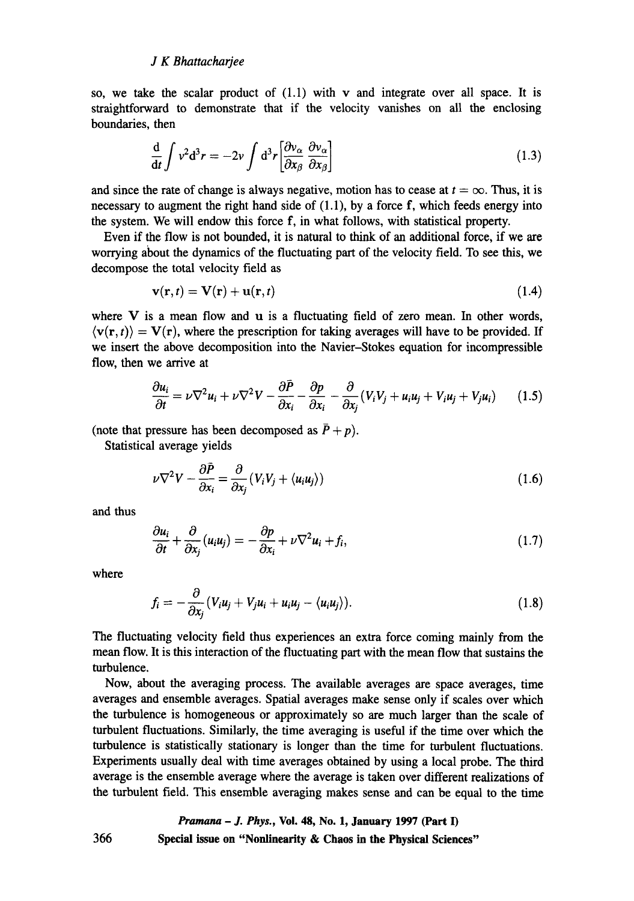so, we take the scalar product of (1.1) with $\mathbf{v}$ and integrate over all space. It is straightforward to demonstrate that if the velocity vanishes on all the enclosing boundaries, then

$$\frac{\mathrm{d}}{\mathrm{d}t}\int v^2 \mathrm{d}^3r = -2\nu \int \mathrm{d}^3r \left[\frac{\partial v_\alpha}{\partial x_\beta}\frac{\partial v_\alpha}{\partial x_\beta}\right] \tag{1.3}$$

and since the rate of change is always negative, motion has to cease at $t = \infty$. Thus, it is necessary to augment the right hand side of (1.1), by a force $\mathbf{f}$, which feeds energy into the system. We will endow this force $\mathbf{f}$, in what follows, with statistical property.

Even if the flow is not bounded, it is natural to think of an additional force, if we are worrying about the dynamics of the fluctuating part of the velocity field. To see this, we decompose the total velocity field as

$$\mathbf{v}(\mathbf{r}, t) = \mathbf{V}(\mathbf{r}) + \mathbf{u}(\mathbf{r}, t) \tag{1.4}$$

where $\mathbf{V}$ is a mean flow and $\mathbf{u}$ is a fluctuating field of zero mean. In other words, $\langle \mathbf{v}(\mathbf{r}, t)\rangle = \mathbf{V}(\mathbf{r})$, where the prescription for taking averages will have to be provided. If we insert the above decomposition into the Navier–Stokes equation for incompressible flow, then we arrive at

$$\frac{\partial u_i}{\partial t} = \nu\nabla^2 u_i + \nu\nabla^2 V - \frac{\partial \bar{P}}{\partial x_i} - \frac{\partial p}{\partial x_i} - \frac{\partial}{\partial x_j}(V_iV_j + u_iu_j + V_iu_j + V_ju_i) \tag{1.5}$$

(note that pressure has been decomposed as $\bar{P} + p$).

Statistical average yields

$$\nu\nabla^2 V - \frac{\partial \bar{P}}{\partial x_i} = \frac{\partial}{\partial x_j}(V_iV_j + \langle u_iu_j\rangle) \tag{1.6}$$

and thus

$$\frac{\partial u_i}{\partial t} + \frac{\partial}{\partial x_j}(u_iu_j) = -\frac{\partial p}{\partial x_i} + \nu\nabla^2 u_i + f_i, \tag{1.7}$$

where

$$f_i = -\frac{\partial}{\partial x_j}(V_iu_j + V_ju_i + u_iu_j - \langle u_iu_j\rangle). \tag{1.8}$$

The fluctuating velocity field thus experiences an extra force coming mainly from the mean flow. It is this interaction of the fluctuating part with the mean flow that sustains the turbulence.

Now, about the averaging process. The available averages are space averages, time averages and ensemble averages. Spatial averages make sense only if scales over which the turbulence is homogeneous or approximately so are much larger than the scale of turbulent fluctuations. Similarly, the time averaging is useful if the time over which the turbulence is statistically stationary is longer than the time for turbulent fluctuations. Experiments usually deal with time averages obtained by using a local probe. The third average is the ensemble average where the average is taken over different realizations of the turbulent field. This ensemble averaging makes sense and can be equal to the time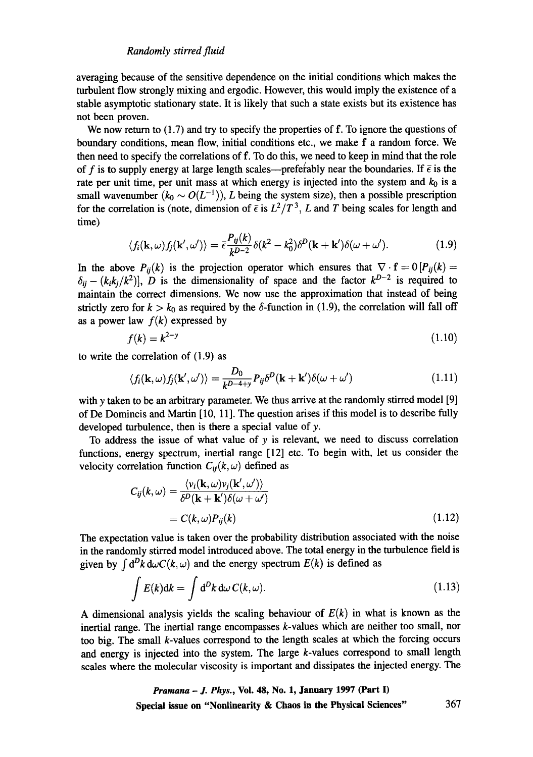averaging because of the sensitive dependence on the initial conditions which makes the turbulent flow strongly mixing and ergodic. However, this would imply the existence of a stable asymptotic stationary state. It is likely that such a state exists but its existence has not been proven.

We now return to (1.7) and try to specify the properties of $\mathbf{f}$. To ignore the questions of boundary conditions, mean flow, initial conditions etc., we make $\mathbf{f}$ a random force. We then need to specify the correlations of $\mathbf{f}$. To do this, we need to keep in mind that the role of $f$ is to supply energy at large length scales—preferably near the boundaries. If $\bar{\epsilon}$ is the rate per unit time, per unit mass at which energy is injected into the system and $k_0$ is a small wavenumber ($k_0 \sim O(L^{-1})$), $L$ being the system size), then a possible prescription for the correlation is (note, dimension of $\bar{\epsilon}$ is $L^2/T^3$, $L$ and $T$ being scales for length and time)

$$\langle f_i(\mathbf{k},\omega) f_j(\mathbf{k}',\omega')\rangle = \bar{\epsilon}\frac{P_{ij}(k)}{k^{D-2}}\delta(k^2-k_0^2)\delta^D(\mathbf{k}+\mathbf{k}')\delta(\omega+\omega'). \tag{1.9}$$

In the above $P_{ij}(k)$ is the projection operator which ensures that $\nabla\cdot\mathbf{f} = 0\,[P_{ij}(k) = \delta_{ij} - (k_i k_j/k^2)]$, $D$ is the dimensionality of space and the factor $k^{D-2}$ is required to maintain the correct dimensions. We now use the approximation that instead of being strictly zero for $k > k_0$ as required by the $\delta$-function in (1.9), the correlation will fall off as a power law $f(k)$ expressed by

$$f(k) = k^{2-y} \tag{1.10}$$

to write the correlation of (1.9) as

$$\langle f_i(\mathbf{k},\omega) f_j(\mathbf{k}',\omega')\rangle = \frac{D_0}{k^{D-4+y}} P_{ij}\delta^D(\mathbf{k}+\mathbf{k}')\delta(\omega+\omega') \tag{1.11}$$

with $y$ taken to be an arbitrary parameter. We thus arrive at the randomly stirred model [9] of De Domincis and Martin [10, 11]. The question arises if this model is to describe fully developed turbulence, then is there a special value of $y$.

To address the issue of what value of $y$ is relevant, we need to discuss correlation functions, energy spectrum, inertial range [12] etc. To begin with, let us consider the velocity correlation function $C_{ij}(k,\omega)$ defined as

$$\begin{aligned} C_{ij}(k,\omega) &= \frac{\langle v_i(\mathbf{k},\omega) v_j(\mathbf{k}',\omega')\rangle}{\delta^D(\mathbf{k}+\mathbf{k}')\delta(\omega+\omega')} \\ &= C(k,\omega)P_{ij}(k) \end{aligned} \tag{1.12}$$

The expectation value is taken over the probability distribution associated with the noise in the randomly stirred model introduced above. The total energy in the turbulence field is given by $\int \mathrm{d}^D k\, \mathrm{d}\omega C(k,\omega)$ and the energy spectrum $E(k)$ is defined as

$$\int E(k)\mathrm{d}k = \int \mathrm{d}^D k\, \mathrm{d}\omega\, C(k,\omega). \tag{1.13}$$

A dimensional analysis yields the scaling behaviour of $E(k)$ in what is known as the inertial range. The inertial range encompasses $k$-values which are neither too small, nor too big. The small $k$-values correspond to the length scales at which the forcing occurs and energy is injected into the system. The large $k$-values correspond to small length scales where the molecular viscosity is important and dissipates the injected energy. The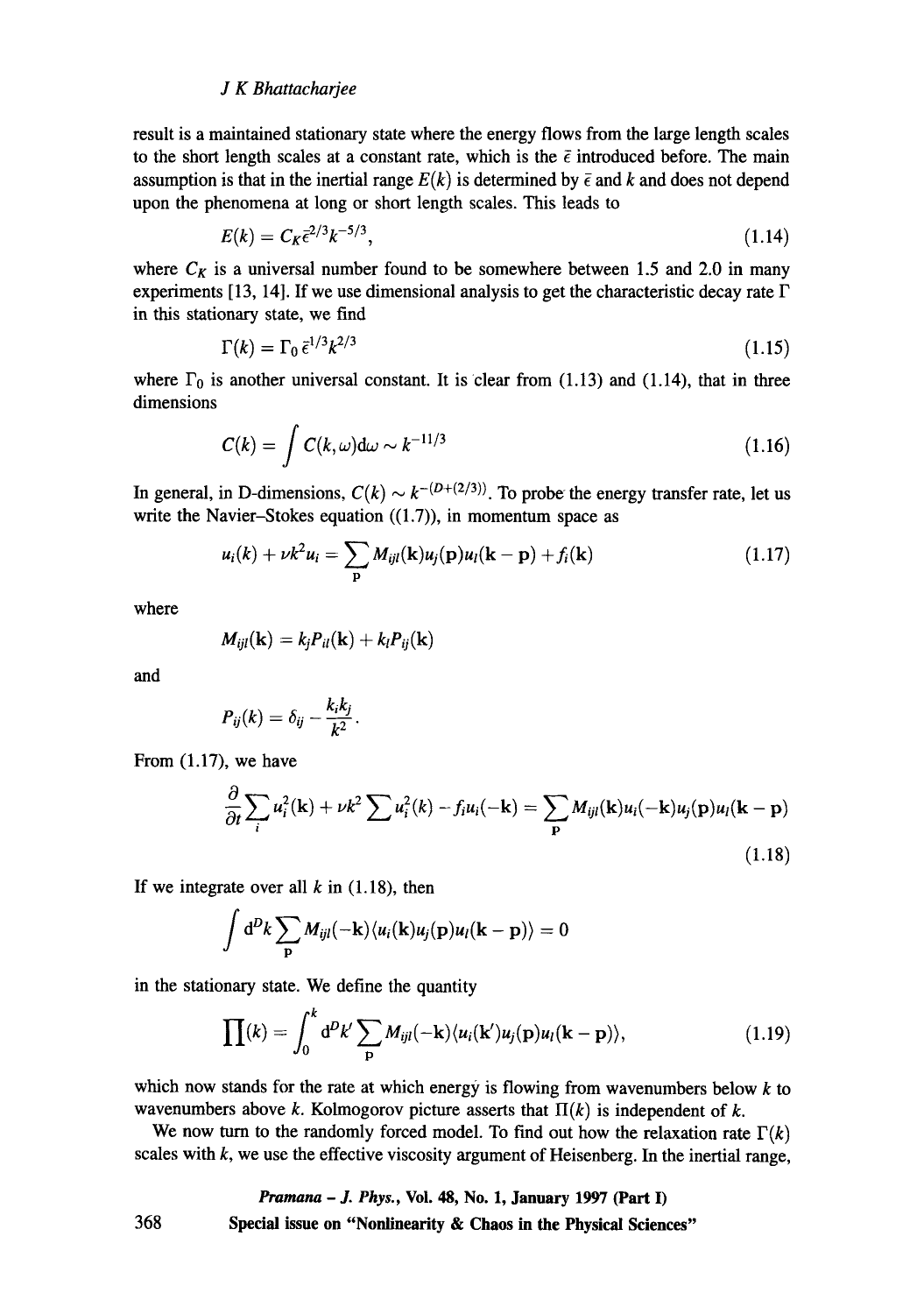result is a maintained stationary state where the energy flows from the large length scales to the short length scales at a constant rate, which is the $\bar{\epsilon}$ introduced before. The main assumption is that in the inertial range $E(k)$ is determined by $\bar{\epsilon}$ and $k$ and does not depend upon the phenomena at long or short length scales. This leads to

$$E(k) = C_K \bar{\epsilon}^{2/3} k^{-5/3}, \tag{1.14}$$

where $C_K$ is a universal number found to be somewhere between 1.5 and 2.0 in many experiments [13, 14]. If we use dimensional analysis to get the characteristic decay rate $\Gamma$ in this stationary state, we find

$$\Gamma(k) = \Gamma_0 \bar{\epsilon}^{1/3} k^{2/3} \tag{1.15}$$

where $\Gamma_0$ is another universal constant. It is clear from (1.13) and (1.14), that in three dimensions

$$C(k) = \int C(k, \omega) \mathrm{d}\omega \sim k^{-11/3} \tag{1.16}$$

In general, in D-dimensions, $C(k) \sim k^{-(D+(2/3))}$. To probe the energy transfer rate, let us write the Navier–Stokes equation ((1.7)), in momentum space as

$$u_i(k) + \nu k^2 u_i = \sum_{\mathbf{p}} M_{ijl}(\mathbf{k}) u_j(\mathbf{p}) u_l(\mathbf{k} - \mathbf{p}) + f_i(\mathbf{k}) \tag{1.17}$$

where

$$M_{ijl}(\mathbf{k}) = k_j P_{il}(\mathbf{k}) + k_l P_{ij}(\mathbf{k})$$

and

$$P_{ij}(k) = \delta_{ij} - \frac{k_i k_j}{k^2}.$$

From (1.17), we have

$$\frac{\partial}{\partial t} \sum_i u_i^2(\mathbf{k}) + \nu k^2 \sum u_i^2(k) - f_i u_i(-\mathbf{k}) = \sum_{\mathbf{p}} M_{ijl}(\mathbf{k}) u_i(-\mathbf{k}) u_j(\mathbf{p}) u_l(\mathbf{k} - \mathbf{p}) \tag{1.18}$$

If we integrate over all $k$ in (1.18), then

$$\int \mathrm{d}^D k \sum_{\mathbf{p}} M_{ijl}(-\mathbf{k}) \langle u_i(\mathbf{k}) u_j(\mathbf{p}) u_l(\mathbf{k} - \mathbf{p}) \rangle = 0$$

in the stationary state. We define the quantity

$$\prod(k) = \int_0^k \mathrm{d}^D k' \sum_{\mathbf{p}} M_{ijl}(-\mathbf{k}) \langle u_i(\mathbf{k}') u_j(\mathbf{p}) u_l(\mathbf{k} - \mathbf{p}) \rangle, \tag{1.19}$$

which now stands for the rate at which energy is flowing from wavenumbers below $k$ to wavenumbers above $k$. Kolmogorov picture asserts that $\Pi(k)$ is independent of $k$.

We now turn to the randomly forced model. To find out how the relaxation rate $\Gamma(k)$ scales with $k$, we use the effective viscosity argument of Heisenberg. In the inertial range,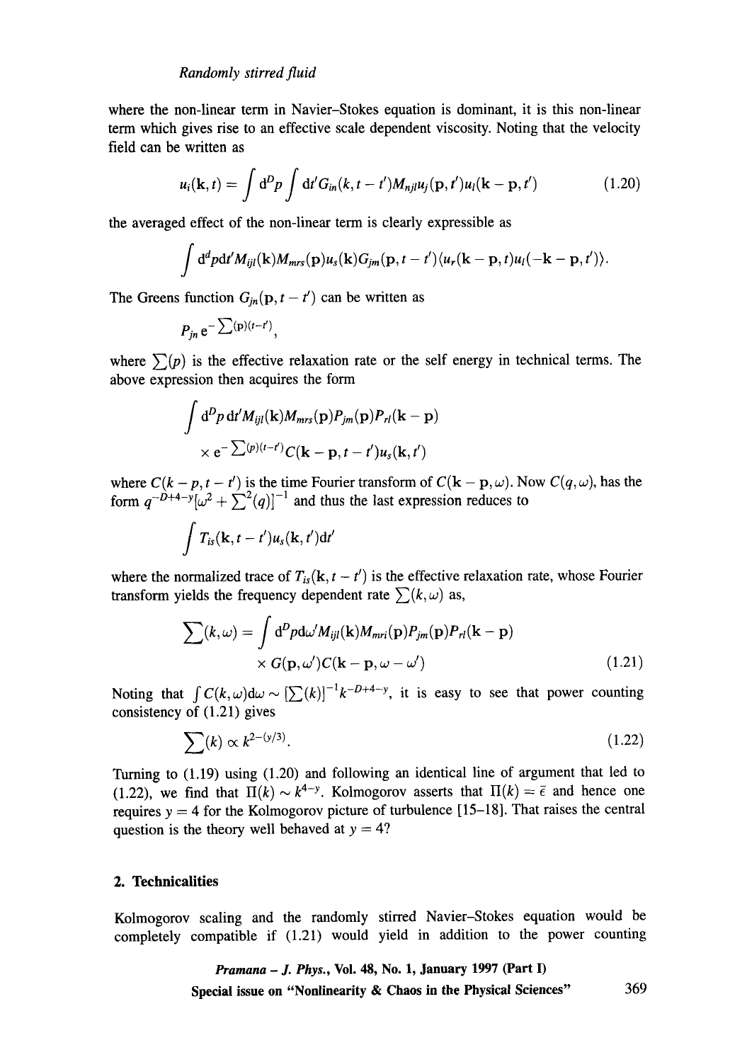where the non-linear term in Navier-Stokes equation is dominant, it is this non-linear term which gives rise to an effective scale dependent viscosity. Noting that the velocity field can be written as

$$u_i(\mathbf{k}, t) = \int \mathrm{d}^D p \int \mathrm{d}t' G_{in}(k, t - t') M_{njl} u_j(\mathbf{p}, t') u_l(\mathbf{k} - \mathbf{p}, t') \tag{1.20}$$

the averaged effect of the non-linear term is clearly expressible as

$$\int \mathrm{d}^d p \mathrm{d}t' M_{ijl}(\mathbf{k}) M_{mrs}(\mathbf{p}) u_s(\mathbf{k}) G_{jm}(\mathbf{p}, t - t') \langle u_r(\mathbf{k} - \mathbf{p}, t) u_l(-\mathbf{k} - \mathbf{p}, t') \rangle.$$

The Greens function $G_{jn}(\mathbf{p}, t - t')$ can be written as

$$P_{jn} \, \mathrm{e}^{-\sum(\mathbf{p})(t-t')},$$

where $\sum(p)$ is the effective relaxation rate or the self energy in technical terms. The above expression then acquires the form

$$\begin{aligned} &\int \mathrm{d}^D p \, \mathrm{d}t' M_{ijl}(\mathbf{k}) M_{mrs}(\mathbf{p}) P_{jm}(\mathbf{p}) P_{rl}(\mathbf{k} - \mathbf{p}) \\ &\quad \times \mathrm{e}^{-\sum(p)(t-t')} C(\mathbf{k} - \mathbf{p}, t - t') u_s(\mathbf{k}, t') \end{aligned}$$

where $C(k - p, t - t')$ is the time Fourier transform of $C(\mathbf{k} - \mathbf{p}, \omega)$. Now $C(q, \omega)$, has the form $q^{-D+4-y}[\omega^2 + \sum^2(q)]^{-1}$ and thus the last expression reduces to

$$\int T_{is}(\mathbf{k}, t - t') u_s(\mathbf{k}, t') \mathrm{d}t'$$

where the normalized trace of $T_{is}(\mathbf{k}, t - t')$ is the effective relaxation rate, whose Fourier transform yields the frequency dependent rate $\sum(k, \omega)$ as,

$$\begin{aligned} \sum(k, \omega) = &\int \mathrm{d}^D p \mathrm{d}\omega' M_{ijl}(\mathbf{k}) M_{mri}(\mathbf{p}) P_{jm}(\mathbf{p}) P_{rl}(\mathbf{k} - \mathbf{p}) \\ &\times G(\mathbf{p}, \omega') C(\mathbf{k} - \mathbf{p}, \omega - \omega') \end{aligned} \tag{1.21}$$

Noting that $\int C(k, \omega) \mathrm{d}\omega \sim [\sum(k)]^{-1} k^{-D+4-y}$, it is easy to see that power counting consistency of (1.21) gives

$$\sum(k) \propto k^{2-(y/3)}. \tag{1.22}$$

Turning to (1.19) using (1.20) and following an identical line of argument that led to (1.22), we find that $\Pi(k) \sim k^{4-y}$. Kolmogorov asserts that $\Pi(k) = \bar{\epsilon}$ and hence one requires $y = 4$ for the Kolmogorov picture of turbulence [15–18]. That raises the central question is the theory well behaved at $y = 4$?

## 2. Technicalities

Kolmogorov scaling and the randomly stirred Navier-Stokes equation would be completely compatible if (1.21) would yield in addition to the power counting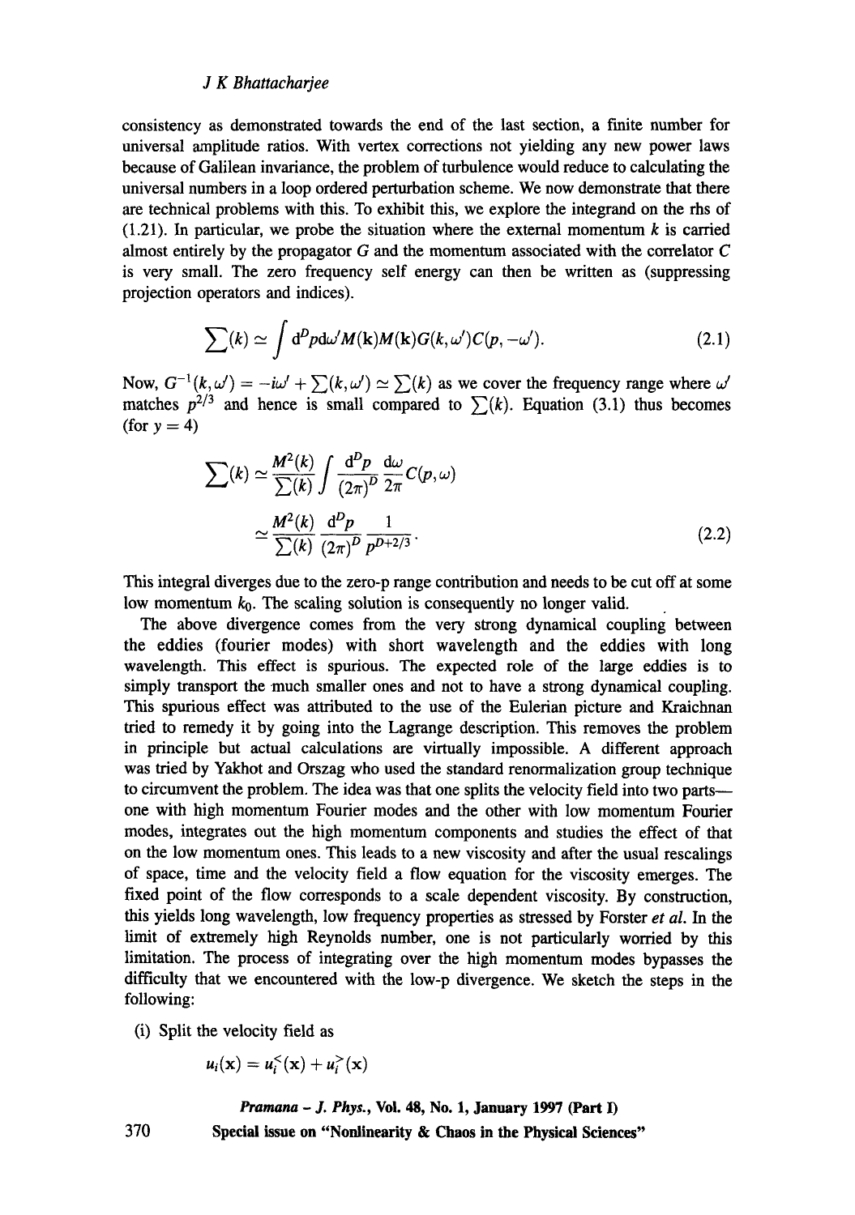consistency as demonstrated towards the end of the last section, a finite number for universal amplitude ratios. With vertex corrections not yielding any new power laws because of Galilean invariance, the problem of turbulence would reduce to calculating the universal numbers in a loop ordered perturbation scheme. We now demonstrate that there are technical problems with this. To exhibit this, we explore the integrand on the rhs of (1.21). In particular, we probe the situation where the external momentum $k$ is carried almost entirely by the propagator $G$ and the momentum associated with the correlator $C$ is very small. The zero frequency self energy can then be written as (suppressing projection operators and indices).

$$\sum(k) \simeq \int \mathrm{d}^D p \mathrm{d}\omega' M(\mathbf{k}) M(\mathbf{k}) G(k,\omega') C(p,-\omega'). \tag{2.1}$$

Now, $G^{-1}(k,\omega') = -i\omega' + \sum(k,\omega') \simeq \sum(k)$ as we cover the frequency range where $\omega'$ matches $p^{2/3}$ and hence is small compared to $\sum(k)$. Equation (3.1) thus becomes (for $y = 4$)

$$\begin{aligned}\sum(k) &\simeq \frac{M^2(k)}{\sum(k)} \int \frac{\mathrm{d}^D p}{(2\pi)^D} \frac{\mathrm{d}\omega}{2\pi} C(p,\omega) \\ &\simeq \frac{M^2(k)}{\sum(k)} \frac{\mathrm{d}^D p}{(2\pi)^D} \frac{1}{p^{D+2/3}}.\end{aligned} \tag{2.2}$$

This integral diverges due to the zero-p range contribution and needs to be cut off at some low momentum $k_0$. The scaling solution is consequently no longer valid.

The above divergence comes from the very strong dynamical coupling between the eddies (fourier modes) with short wavelength and the eddies with long wavelength. This effect is spurious. The expected role of the large eddies is to simply transport the much smaller ones and not to have a strong dynamical coupling. This spurious effect was attributed to the use of the Eulerian picture and Kraichnan tried to remedy it by going into the Lagrange description. This removes the problem in principle but actual calculations are virtually impossible. A different approach was tried by Yakhot and Orszag who used the standard renormalization group technique to circumvent the problem. The idea was that one splits the velocity field into two parts—one with high momentum Fourier modes and the other with low momentum Fourier modes, integrates out the high momentum components and studies the effect of that on the low momentum ones. This leads to a new viscosity and after the usual rescalings of space, time and the velocity field a flow equation for the viscosity emerges. The fixed point of the flow corresponds to a scale dependent viscosity. By construction, this yields long wavelength, low frequency properties as stressed by Forster *et al.* In the limit of extremely high Reynolds number, one is not particularly worried by this limitation. The process of integrating over the high momentum modes bypasses the difficulty that we encountered with the low-p divergence. We sketch the steps in the following:

(i) Split the velocity field as

$$u_i(\mathbf{x}) = u_i^<(\mathbf{x}) + u_i^>(\mathbf{x})$$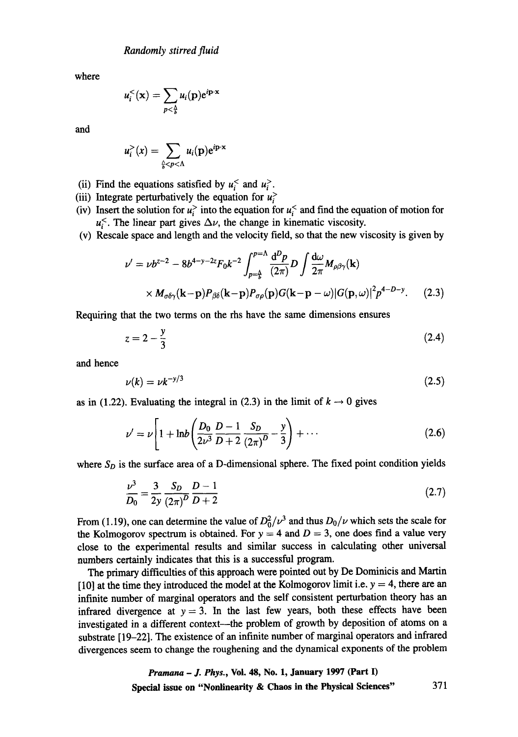where

$$u_i^<(\mathbf{x}) = \sum_{p<\frac{\Lambda}{b}} u_i(\mathbf{p})e^{i\mathbf{p}\cdot\mathbf{x}}$$

and

$$u_i^>(x) = \sum_{\frac{\Lambda}{b}<p<\Lambda} u_i(\mathbf{p})e^{i\mathbf{p}\cdot\mathbf{x}}$$

(ii) Find the equations satisfied by $u_i^<$ and $u_i^>$.
(iii) Integrate perturbatively the equation for $u_i^>$
(iv) Insert the solution for $u_i^>$ into the equation for $u_i^<$ and find the equation of motion for $u_i^<$. The linear part gives $\Delta\nu$, the change in kinematic viscosity.
(v) Rescale space and length and the velocity field, so that the new viscosity is given by

$$\nu' = \nu b^{z-2} - 8b^{4-y-2z}F_0k^{-2}\int_{p=\frac{\Lambda}{b}}^{p=\Lambda}\frac{\mathrm{d}^Dp}{(2\pi)^D}D\int\frac{\mathrm{d}\omega}{2\pi}M_{\rho\beta\gamma}(\mathbf{k})$$
$$\times M_{\sigma\delta\gamma}(\mathbf{k}-\mathbf{p})P_{\beta\delta}(\mathbf{k}-\mathbf{p})P_{\sigma\rho}(\mathbf{p})G(\mathbf{k}-\mathbf{p}-\omega)|G(\mathbf{p},\omega)|^2p^{4-D-y}. \tag{2.3}$$

Requiring that the two terms on the rhs have the same dimensions ensures

$$z = 2 - \frac{y}{3} \tag{2.4}$$

and hence

$$\nu(k) = \nu k^{-y/3} \tag{2.5}$$

as in (1.22). Evaluating the integral in (2.3) in the limit of $k \to 0$ gives

$$\nu' = \nu\left[1 + \ln b\left(\frac{D_0}{2\nu^3}\frac{D-1}{D+2}\frac{S_D}{(2\pi)^D} - \frac{y}{3}\right) + \cdots\right. \tag{2.6}$$

where $S_D$ is the surface area of a D-dimensional sphere. The fixed point condition yields

$$\frac{\nu^3}{D_0} = \frac{3}{2y}\frac{S_D}{(2\pi)^D}\frac{D-1}{D+2} \tag{2.7}$$

From (1.19), one can determine the value of $D_0^2/\nu^3$ and thus $D_0/\nu$ which sets the scale for the Kolmogorov spectrum is obtained. For $y = 4$ and $D = 3$, one does find a value very close to the experimental results and similar success in calculating other universal numbers certainly indicates that this is a successful program.

The primary difficulties of this approach were pointed out by De Dominicis and Martin [10] at the time they introduced the model at the Kolmogorov limit i.e. $y = 4$, there are an infinite number of marginal operators and the self consistent perturbation theory has an infrared divergence at $y = 3$. In the last few years, both these effects have been investigated in a different context—the problem of growth by deposition of atoms on a substrate [19–22]. The existence of an infinite number of marginal operators and infrared divergences seem to change the roughening and the dynamical exponents of the problem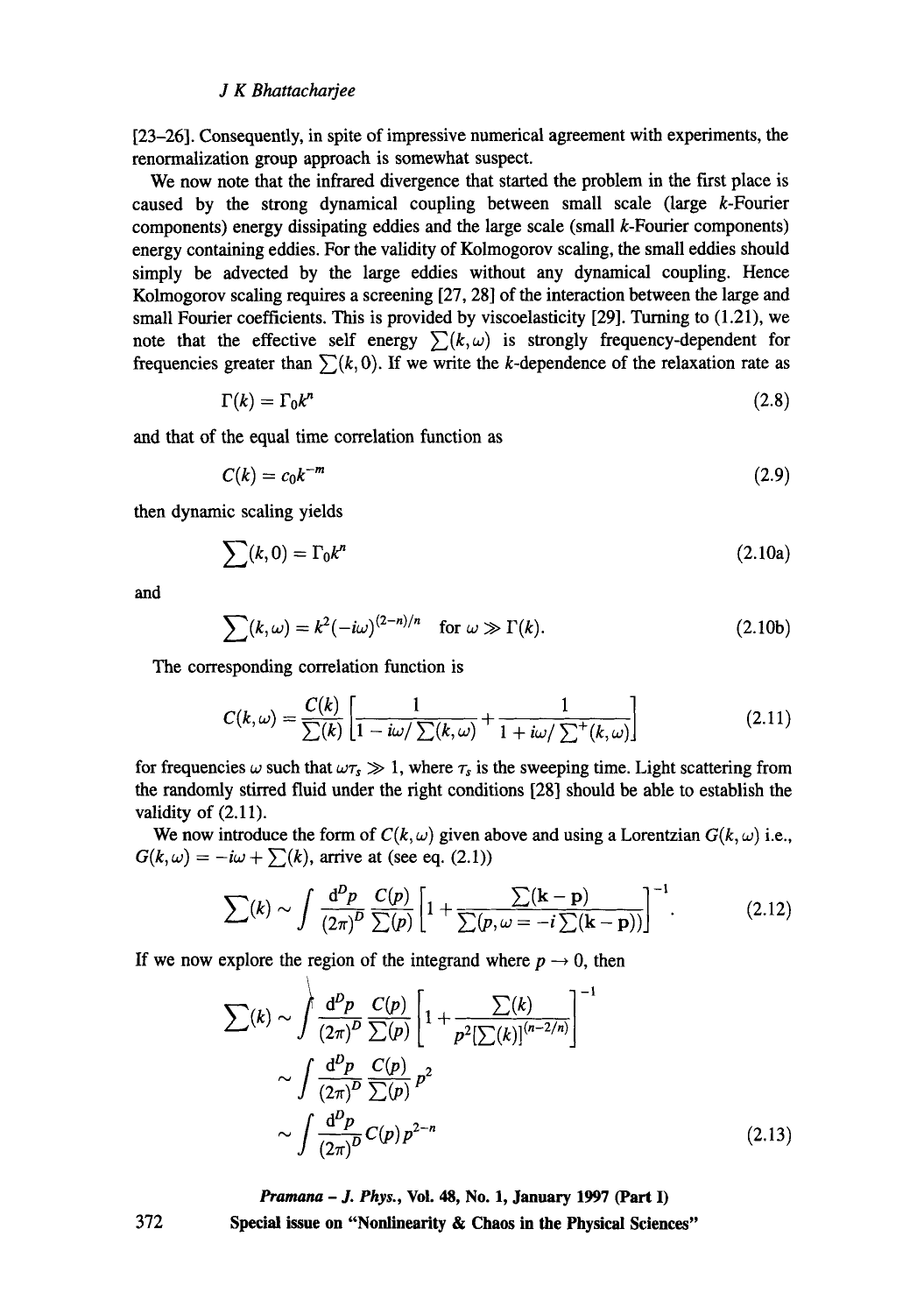[23–26]. Consequently, in spite of impressive numerical agreement with experiments, the renormalization group approach is somewhat suspect.

We now note that the infrared divergence that started the problem in the first place is caused by the strong dynamical coupling between small scale (large $k$-Fourier components) energy dissipating eddies and the large scale (small $k$-Fourier components) energy containing eddies. For the validity of Kolmogorov scaling, the small eddies should simply be advected by the large eddies without any dynamical coupling. Hence Kolmogorov scaling requires a screening [27, 28] of the interaction between the large and small Fourier coefficients. This is provided by viscoelasticity [29]. Turning to (1.21), we note that the effective self energy $\sum(k,\omega)$ is strongly frequency-dependent for frequencies greater than $\sum(k,0)$. If we write the $k$-dependence of the relaxation rate as

$$\Gamma(k) = \Gamma_0 k^n \tag{2.8}$$

and that of the equal time correlation function as

$$C(k) = c_0 k^{-m} \tag{2.9}$$

then dynamic scaling yields

$$\sum(k,0) = \Gamma_0 k^n \tag{2.10a}$$

and

$$\sum(k,\omega) = k^2(-i\omega)^{(2-n)/n} \quad \text{for } \omega \gg \Gamma(k). \tag{2.10b}$$

The corresponding correlation function is

$$C(k,\omega) = \frac{C(k)}{\sum(k)}\left[\frac{1}{1 - i\omega/\sum(k,\omega)} + \frac{1}{1 + i\omega/\sum^{+}(k,\omega)}\right] \tag{2.11}$$

for frequencies $\omega$ such that $\omega\tau_s \gg 1$, where $\tau_s$ is the sweeping time. Light scattering from the randomly stirred fluid under the right conditions [28] should be able to establish the validity of (2.11).

We now introduce the form of $C(k,\omega)$ given above and using a Lorentzian $G(k,\omega)$ i.e., $G(k,\omega) = -i\omega + \sum(k)$, arrive at (see eq. (2.1))

$$\sum(k) \sim \int \frac{\mathrm{d}^D p}{(2\pi)^D}\frac{C(p)}{\sum(p)}\left[1 + \frac{\sum(\mathbf{k}-\mathbf{p})}{\sum(p,\omega = -i\sum(\mathbf{k}-\mathbf{p}))}\right]^{-1}. \tag{2.12}$$

If we now explore the region of the integrand where $p \to 0$, then

$$\begin{aligned}
\sum(k) &\sim \int \frac{\mathrm{d}^D p}{(2\pi)^D}\frac{C(p)}{\sum(p)}\left[1 + \frac{\sum(k)}{p^2[\sum(k)]^{(n-2/n)}}\right]^{-1} \\
&\sim \int \frac{\mathrm{d}^D p}{(2\pi)^D}\frac{C(p)}{\sum(p)}p^2 \\
&\sim \int \frac{\mathrm{d}^D p}{(2\pi)^D} C(p)\, p^{2-n}
\end{aligned} \tag{2.13}$$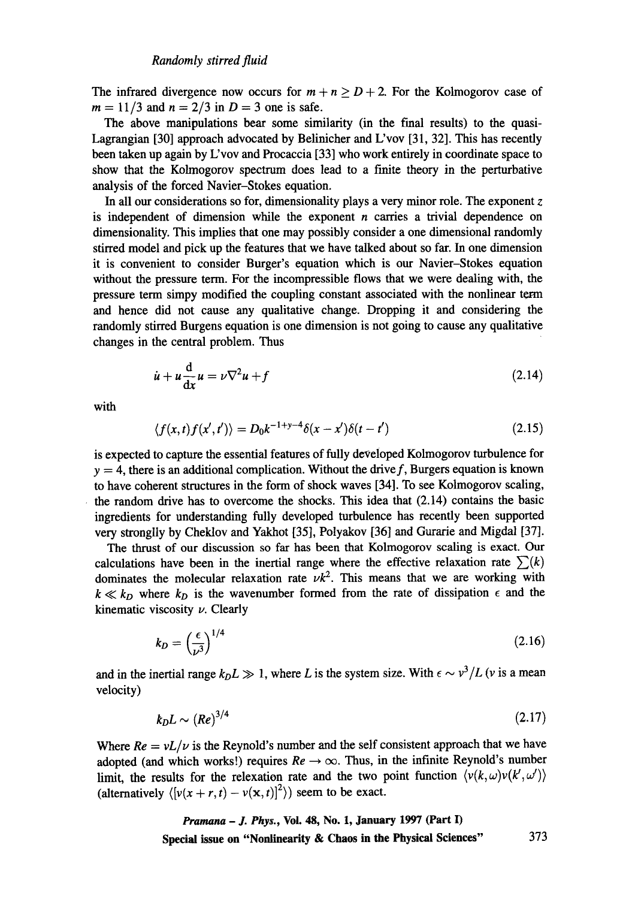The infrared divergence now occurs for $m + n \geq D + 2$. For the Kolmogorov case of $m = 11/3$ and $n = 2/3$ in $D = 3$ one is safe.

The above manipulations bear some similarity (in the final results) to the quasi-Lagrangian [30] approach advocated by Belinicher and L'vov [31, 32]. This has recently been taken up again by L'vov and Procaccia [33] who work entirely in coordinate space to show that the Kolmogorov spectrum does lead to a finite theory in the perturbative analysis of the forced Navier–Stokes equation.

In all our considerations so for, dimensionality plays a very minor role. The exponent $z$ is independent of dimension while the exponent $n$ carries a trivial dependence on dimensionality. This implies that one may possibly consider a one dimensional randomly stirred model and pick up the features that we have talked about so far. In one dimension it is convenient to consider Burger's equation which is our Navier–Stokes equation without the pressure term. For the incompressible flows that we were dealing with, the pressure term simpy modified the coupling constant associated with the nonlinear term and hence did not cause any qualitative change. Dropping it and considering the randomly stirred Burgens equation is one dimension is not going to cause any qualitative changes in the central problem. Thus

$$\dot{u} + u\frac{\mathrm{d}}{\mathrm{d}x}u = \nu\nabla^2 u + f \tag{2.14}$$

with

$$\langle f(x,t)f(x',t')\rangle = D_0 k^{-1+y-4}\delta(x-x')\delta(t-t') \tag{2.15}$$

is expected to capture the essential features of fully developed Kolmogorov turbulence for $y = 4$, there is an additional complication. Without the drive $f$, Burgers equation is known to have coherent structures in the form of shock waves [34]. To see Kolmogorov scaling, the random drive has to overcome the shocks. This idea that (2.14) contains the basic ingredients for understanding fully developed turbulence has recently been supported very strongly by Cheklov and Yakhot [35], Polyakov [36] and Gurarie and Migdal [37].

The thrust of our discussion so far has been that Kolmogorov scaling is exact. Our calculations have been in the inertial range where the effective relaxation rate $\sum(k)$ dominates the molecular relaxation rate $\nu k^2$. This means that we are working with $k \ll k_D$ where $k_D$ is the wavenumber formed from the rate of dissipation $\epsilon$ and the kinematic viscosity $\nu$. Clearly

$$k_D = \left(\frac{\epsilon}{\nu^3}\right)^{1/4} \tag{2.16}$$

and in the inertial range $k_D L \gg 1$, where $L$ is the system size. With $\epsilon \sim v^3/L$ ($v$ is a mean velocity)

$$k_D L \sim (Re)^{3/4} \tag{2.17}$$

Where $Re = vL/\nu$ is the Reynold's number and the self consistent approach that we have adopted (and which works!) requires $Re \to \infty$. Thus, in the infinite Reynold's number limit, the results for the relaxation rate and the two point function $\langle v(k,\omega)v(k',\omega')\rangle$ (alternatively $\langle [v(x+r,t) - v(x,t)]^2\rangle$) seem to be exact.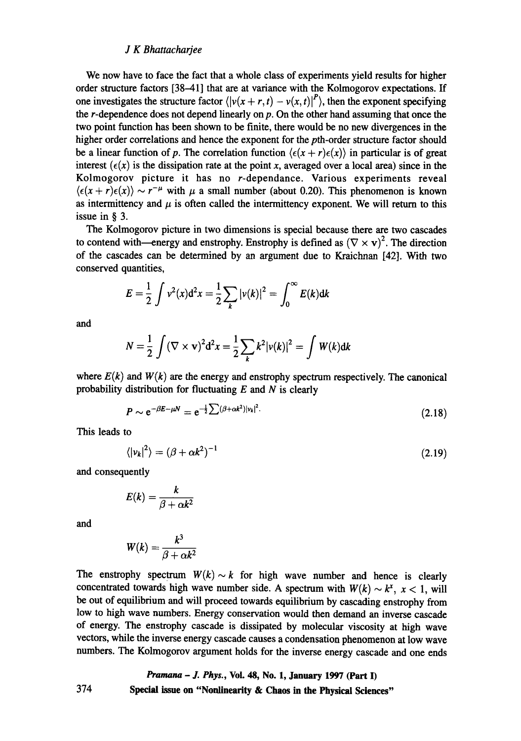We now have to face the fact that a whole class of experiments yield results for higher order structure factors [38–41] that are at variance with the Kolmogorov expectations. If one investigates the structure factor $\langle |v(x+r,t) - v(x,t)|^P \rangle$, then the exponent specifying the $r$-dependence does not depend linearly on $p$. On the other hand assuming that once the two point function has been shown to be finite, there would be no new divergences in the higher order correlations and hence the exponent for the $p$th-order structure factor should be a linear function of $p$. The correlation function $\langle \epsilon(x+r)\epsilon(x) \rangle$ in particular is of great interest ($\epsilon(x)$ is the dissipation rate at the point $x$, averaged over a local area) since in the Kolmogorov picture it has no $r$-dependance. Various experiments reveal $\langle \epsilon(x+r)\epsilon(x) \rangle \sim r^{-\mu}$ with $\mu$ a small number (about 0.20). This phenomenon is known as intermittency and $\mu$ is often called the intermittency exponent. We will return to this issue in § 3.

The Kolmogorov picture in two dimensions is special because there are two cascades to contend with—energy and enstrophy. Enstrophy is defined as $(\nabla \times \mathbf{v})^2$. The direction of the cascades can be determined by an argument due to Kraichnan [42]. With two conserved quantities,

$$E = \frac{1}{2} \int v^2(x) \mathrm{d}^2 x = \frac{1}{2} \sum_k |v(k)|^2 = \int_0^\infty E(k) \mathrm{d}k$$

and

$$N = \frac{1}{2} \int (\nabla \times \mathbf{v})^2 \mathrm{d}^2 x = \frac{1}{2} \sum_k k^2 |v(k)|^2 = \int W(k) \mathrm{d}k$$

where $E(k)$ and $W(k)$ are the energy and enstrophy spectrum respectively. The canonical probability distribution for fluctuating $E$ and $N$ is clearly

$$P \sim \mathrm{e}^{-\beta E - \mu N} = \mathrm{e}^{-\frac{1}{2} \sum (\beta + \alpha k^2) |v_k|^2}. \tag{2.18}$$

This leads to

$$\langle |v_k|^2 \rangle = (\beta + \alpha k^2)^{-1} \tag{2.19}$$

and consequently

$$E(k) = \frac{k}{\beta + \alpha k^2}$$

and

$$W(k) = \frac{k^3}{\beta + \alpha k^2}$$

The enstrophy spectrum $W(k) \sim k$ for high wave number and hence is clearly concentrated towards high wave number side. A spectrum with $W(k) \sim k^x$, $x < 1$, will be out of equilibrium and will proceed towards equilibrium by cascading enstrophy from low to high wave numbers. Energy conservation would then demand an inverse cascade of energy. The enstrophy cascade is dissipated by molecular viscosity at high wave vectors, while the inverse energy cascade causes a condensation phenomenon at low wave numbers. The Kolmogorov argument holds for the inverse energy cascade and one ends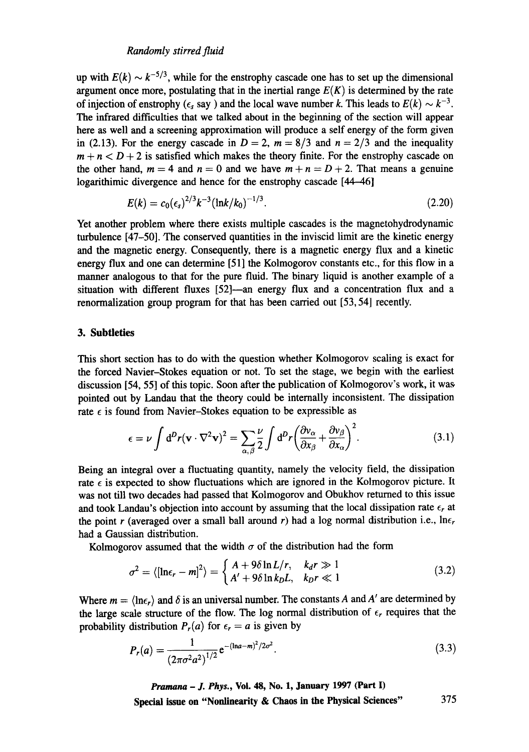up with $E(k) \sim k^{-5/3}$, while for the enstrophy cascade one has to set up the dimensional argument once more, postulating that in the inertial range $E(K)$ is determined by the rate of injection of enstrophy ($\epsilon_s$ say ) and the local wave number $k$. This leads to $E(k) \sim k^{-3}$. The infrared difficulties that we talked about in the beginning of the section will appear here as well and a screening approximation will produce a self energy of the form given in (2.13). For the energy cascade in $D = 2$, $m = 8/3$ and $n = 2/3$ and the inequality $m + n < D + 2$ is satisfied which makes the theory finite. For the enstrophy cascade on the other hand, $m = 4$ and $n = 0$ and we have $m + n = D + 2$. That means a genuine logarithimic divergence and hence for the enstrophy cascade [44–46]

$$E(k) = c_0(\epsilon_s)^{2/3}k^{-3}(\ln k/k_0)^{-1/3}. \tag{2.20}$$

Yet another problem where there exists multiple cascades is the magnetohydrodynamic turbulence [47–50]. The conserved quantities in the inviscid limit are the kinetic energy and the magnetic energy. Consequently, there is a magnetic energy flux and a kinetic energy flux and one can determine [51] the Kolmogorov constants etc., for this flow in a manner analogous to that for the pure fluid. The binary liquid is another example of a situation with different fluxes [52]—an energy flux and a concentration flux and a renormalization group program for that has been carried out [53, 54] recently.

## 3. Subtleties

This short section has to do with the question whether Kolmogorov scaling is exact for the forced Navier–Stokes equation or not. To set the stage, we begin with the earliest discussion [54, 55] of this topic. Soon after the publication of Kolmogorov's work, it was pointed out by Landau that the theory could be internally inconsistent. The dissipation rate $\epsilon$ is found from Navier–Stokes equation to be expressible as

$$\epsilon = \nu \int \mathrm{d}^D r(\mathbf{v} \cdot \nabla^2 \mathbf{v})^2 = \sum_{\alpha,\beta} \frac{\nu}{2} \int \mathrm{d}^D r \left(\frac{\partial v_\alpha}{\partial x_\beta} + \frac{\partial v_\beta}{\partial x_\alpha}\right)^2. \tag{3.1}$$

Being an integral over a fluctuating quantity, namely the velocity field, the dissipation rate $\epsilon$ is expected to show fluctuations which are ignored in the Kolmogorov picture. It was not till two decades had passed that Kolmogorov and Obukhov returned to this issue and took Landau's objection into account by assuming that the local dissipation rate $\epsilon_r$ at the point $r$ (averaged over a small ball around $r$) had a log normal distribution i.e., $\ln\epsilon_r$ had a Gaussian distribution.

Kolmogorov assumed that the width $\sigma$ of the distribution had the form

$$\sigma^2 = \langle[\ln\epsilon_r - m]^2\rangle = \begin{cases} A + 9\delta \ln L/r, & k_d r \gg 1 \\ A' + 9\delta \ln k_D L, & k_D r \ll 1 \end{cases} \tag{3.2}$$

Where $m = \langle \ln\epsilon_r \rangle$ and $\delta$ is an universal number. The constants $A$ and $A'$ are determined by the large scale structure of the flow. The log normal distribution of $\epsilon_r$ requires that the probability distribution $P_r(a)$ for $\epsilon_r = a$ is given by

$$P_r(a) = \frac{1}{(2\pi\sigma^2 a^2)^{1/2}} \mathrm{e}^{-(\ln a - m)^2/2\sigma^2}. \tag{3.3}$$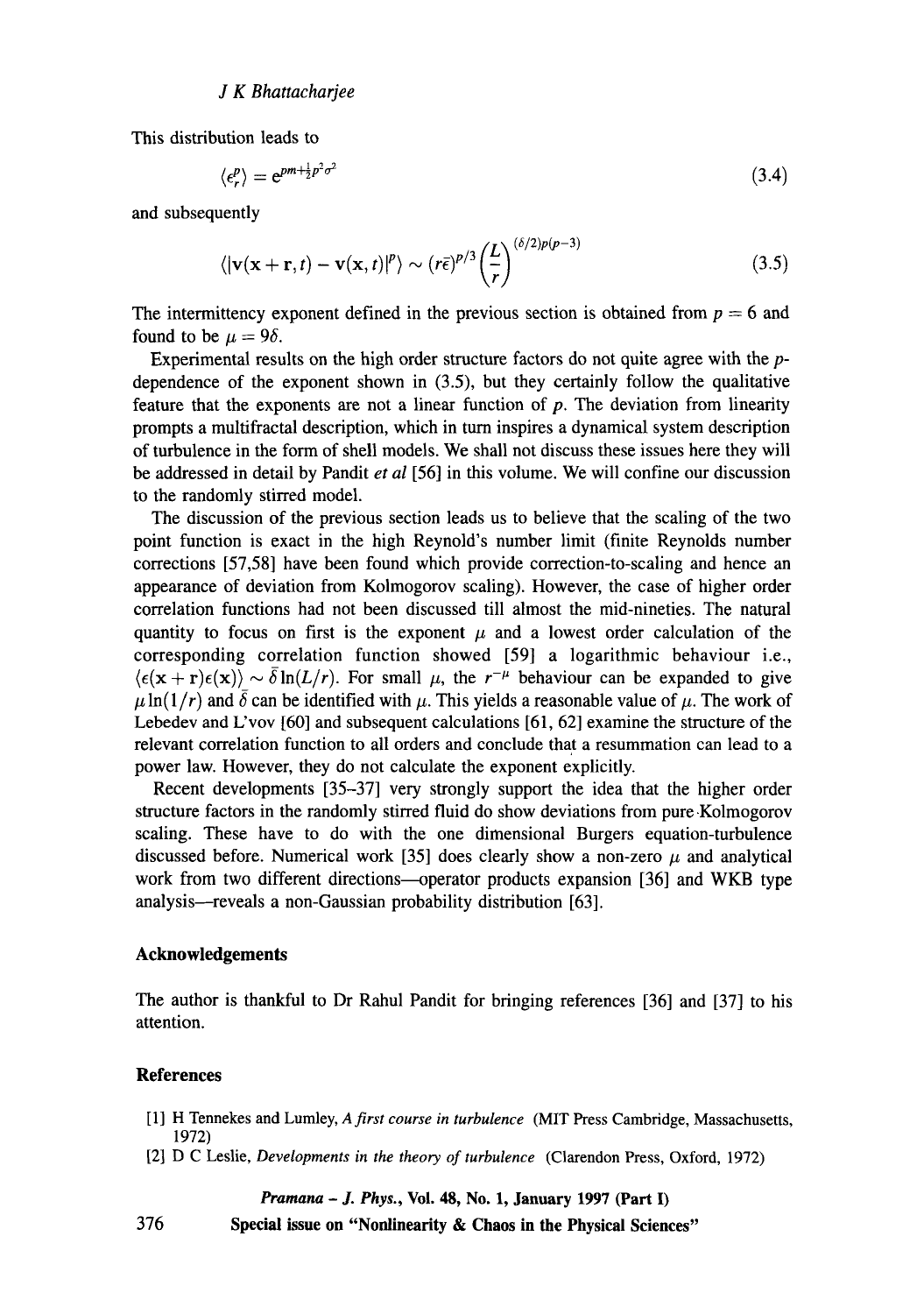This distribution leads to

$$\langle \epsilon_r^p \rangle = e^{pm+\frac{1}{2}p^2\sigma^2} \tag{3.4}$$

and subsequently

$$\langle |\mathbf{v}(\mathbf{x}+\mathbf{r},t) - \mathbf{v}(\mathbf{x},t)|^p \rangle \sim (r\bar{\epsilon})^{p/3} \left(\frac{L}{r}\right)^{(\delta/2)p(p-3)} \tag{3.5}$$

The intermittency exponent defined in the previous section is obtained from $p = 6$ and found to be $\mu = 9\delta$.

Experimental results on the high order structure factors do not quite agree with the $p$-dependence of the exponent shown in (3.5), but they certainly follow the qualitative feature that the exponents are not a linear function of $p$. The deviation from linearity prompts a multifractal description, which in turn inspires a dynamical system description of turbulence in the form of shell models. We shall not discuss these issues here they will be addressed in detail by Pandit *et al* [56] in this volume. We will confine our discussion to the randomly stirred model.

The discussion of the previous section leads us to believe that the scaling of the two point function is exact in the high Reynold's number limit (finite Reynolds number corrections [57,58] have been found which provide correction-to-scaling and hence an appearance of deviation from Kolmogorov scaling). However, the case of higher order correlation functions had not been discussed till almost the mid-nineties. The natural quantity to focus on first is the exponent $\mu$ and a lowest order calculation of the corresponding correlation function showed [59] a logarithmic behaviour i.e., $\langle \epsilon(\mathbf{x}+\mathbf{r})\epsilon(\mathbf{x}) \rangle \sim \bar{\delta} \ln(L/r)$. For small $\mu$, the $r^{-\mu}$ behaviour can be expanded to give $\mu \ln(1/r)$ and $\bar{\delta}$ can be identified with $\mu$. This yields a reasonable value of $\mu$. The work of Lebedev and L'vov [60] and subsequent calculations [61, 62] examine the structure of the relevant correlation function to all orders and conclude that a resummation can lead to a power law. However, they do not calculate the exponent explicitly.

Recent developments [35–37] very strongly support the idea that the higher order structure factors in the randomly stirred fluid do show deviations from pure Kolmogorov scaling. These have to do with the one dimensional Burgers equation-turbulence discussed before. Numerical work [35] does clearly show a non-zero $\mu$ and analytical work from two different directions—operator products expansion [36] and WKB type analysis—reveals a non-Gaussian probability distribution [63].

## Acknowledgements

The author is thankful to Dr Rahul Pandit for bringing references [36] and [37] to his attention.

## References

[1] H Tennekes and Lumley, *A first course in turbulence* (MIT Press Cambridge, Massachusetts, 1972)

[2] D C Leslie, *Developments in the theory of turbulence* (Clarendon Press, Oxford, 1972)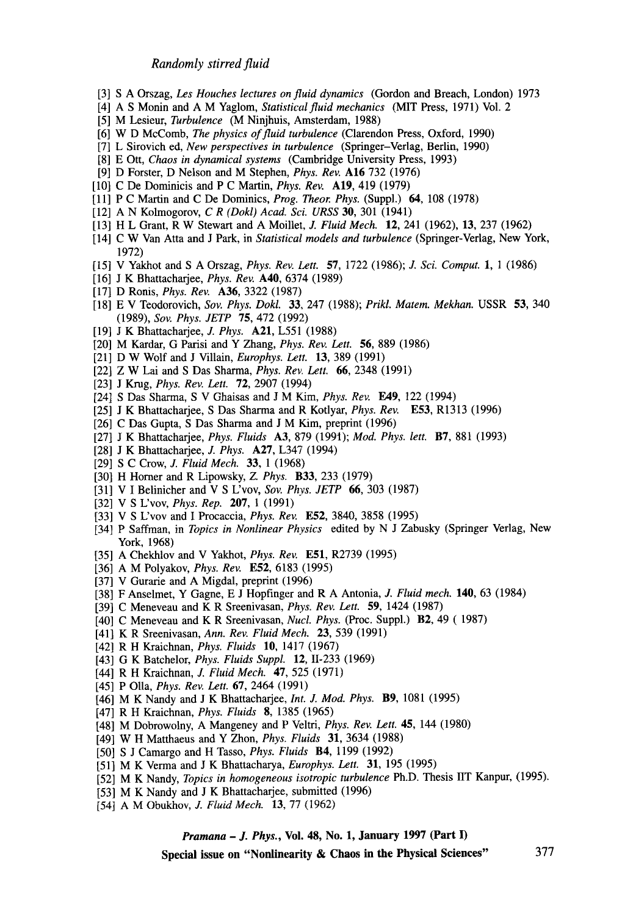[3] S A Orszag, *Les Houches lectures on fluid dynamics* (Gordon and Breach, London) 1973
[4] A S Monin and A M Yaglom, *Statistical fluid mechanics* (MIT Press, 1971) Vol. 2
[5] M Lesieur, *Turbulence* (M Ninjhuis, Amsterdam, 1988)
[6] W D McComb, *The physics of fluid turbulence* (Clarendon Press, Oxford, 1990)
[7] L Sirovich ed, *New perspectives in turbulence* (Springer–Verlag, Berlin, 1990)
[8] E Ott, *Chaos in dynamical systems* (Cambridge University Press, 1993)
[9] D Forster, D Nelson and M Stephen, *Phys. Rev.* **A16** 732 (1976)
[10] C De Dominicis and P C Martin, *Phys. Rev.* **A19**, 419 (1979)
[11] P C Martin and C De Dominics, *Prog. Theor. Phys.* (Suppl.) **64**, 108 (1978)
[12] A N Kolmogorov, *C R (Dokl) Acad. Sci. URSS* **30**, 301 (1941)
[13] H L Grant, R W Stewart and A Moillet, *J. Fluid Mech.* **12**, 241 (1962), **13**, 237 (1962)
[14] C W Van Atta and J Park, in *Statistical models and turbulence* (Springer-Verlag, New York, 1972)
[15] V Yakhot and S A Orszag, *Phys. Rev. Lett.* **57**, 1722 (1986); *J. Sci. Comput.* **1**, 1 (1986)
[16] J K Bhattacharjee, *Phys. Rev.* **A40**, 6374 (1989)
[17] D Ronis, *Phys. Rev.* **A36**, 3322 (1987)
[18] E V Teodorovich, *Sov. Phys. Dokl.* **33**, 247 (1988); *Prikl. Matem. Mekhan.* USSR **53**, 340 (1989), *Sov. Phys. JETP* **75**, 472 (1992)
[19] J K Bhattacharjee, *J. Phys.* **A21**, L551 (1988)
[20] M Kardar, G Parisi and Y Zhang, *Phys. Rev. Lett.* **56**, 889 (1986)
[21] D W Wolf and J Villain, *Europhys. Lett.* **13**, 389 (1991)
[22] Z W Lai and S Das Sharma, *Phys. Rev. Lett.* **66**, 2348 (1991)
[23] J Krug, *Phys. Rev. Lett.* **72**, 2907 (1994)
[24] S Das Sharma, S V Ghaisas and J M Kim, *Phys. Rev.* **E49**, 122 (1994)
[25] J K Bhattacharjee, S Das Sharma and R Kotlyar, *Phys. Rev.* **E53**, R1313 (1996)
[26] C Das Gupta, S Das Sharma and J M Kim, preprint (1996)
[27] J K Bhattacharjee, *Phys. Fluids* **A3**, 879 (1991); *Mod. Phys. lett.* **B7**, 881 (1993)
[28] J K Bhattacharjee, *J. Phys.* **A27**, L347 (1994)
[29] S C Crow, *J. Fluid Mech.* **33**, 1 (1968)
[30] H Horner and R Lipowsky, *Z. Phys.* **B33**, 233 (1979)
[31] V I Belinicher and V S L'vov, *Sov. Phys. JETP* **66**, 303 (1987)
[32] V S L'vov, *Phys. Rep.* **207**, 1 (1991)
[33] V S L'vov and I Procaccia, *Phys. Rev.* **E52**, 3840, 3858 (1995)
[34] P Saffman, in *Topics in Nonlinear Physics* edited by N J Zabusky (Springer Verlag, New York, 1968)
[35] A Chekhlov and V Yakhot, *Phys. Rev.* **E51**, R2739 (1995)
[36] A M Polyakov, *Phys. Rev.* **E52**, 6183 (1995)
[37] V Gurarie and A Migdal, preprint (1996)
[38] F Anselmet, Y Gagne, E J Hopfinger and R A Antonia, *J. Fluid mech.* **140**, 63 (1984)
[39] C Meneveau and K R Sreenivasan, *Phys. Rev. Lett.* **59**, 1424 (1987)
[40] C Meneveau and K R Sreenivasan, *Nucl. Phys.* (Proc. Suppl.) **B2**, 49 ( 1987)
[41] K R Sreenivasan, *Ann. Rev. Fluid Mech.* **23**, 539 (1991)
[42] R H Kraichnan, *Phys. Fluids* **10**, 1417 (1967)
[43] G K Batchelor, *Phys. Fluids Suppl.* **12**, II-233 (1969)
[44] R H Kraichnan, *J. Fluid Mech.* **47**, 525 (1971)
[45] P Olla, *Phys. Rev. Lett.* **67**, 2464 (1991)
[46] M K Nandy and J K Bhattacharjee, *Int. J. Mod. Phys.* **B9**, 1081 (1995)
[47] R H Kraichnan, *Phys. Fluids* **8**, 1385 (1965)
[48] M Dobrowolny, A Mangeney and P Veltri, *Phys. Rev. Lett.* **45**, 144 (1980)
[49] W H Matthaeus and Y Zhon, *Phys. Fluids* **31**, 3634 (1988)
[50] S J Camargo and H Tasso, *Phys. Fluids* **B4**, 1199 (1992)
[51] M K Verma and J K Bhattacharya, *Europhys. Lett.* **31**, 195 (1995)
[52] M K Nandy, *Topics in homogeneous isotropic turbulence* Ph.D. Thesis IIT Kanpur, (1995).
[53] M K Nandy and J K Bhattacharjee, submitted (1996)
[54] A M Obukhov, *J. Fluid Mech.* **13**, 77 (1962)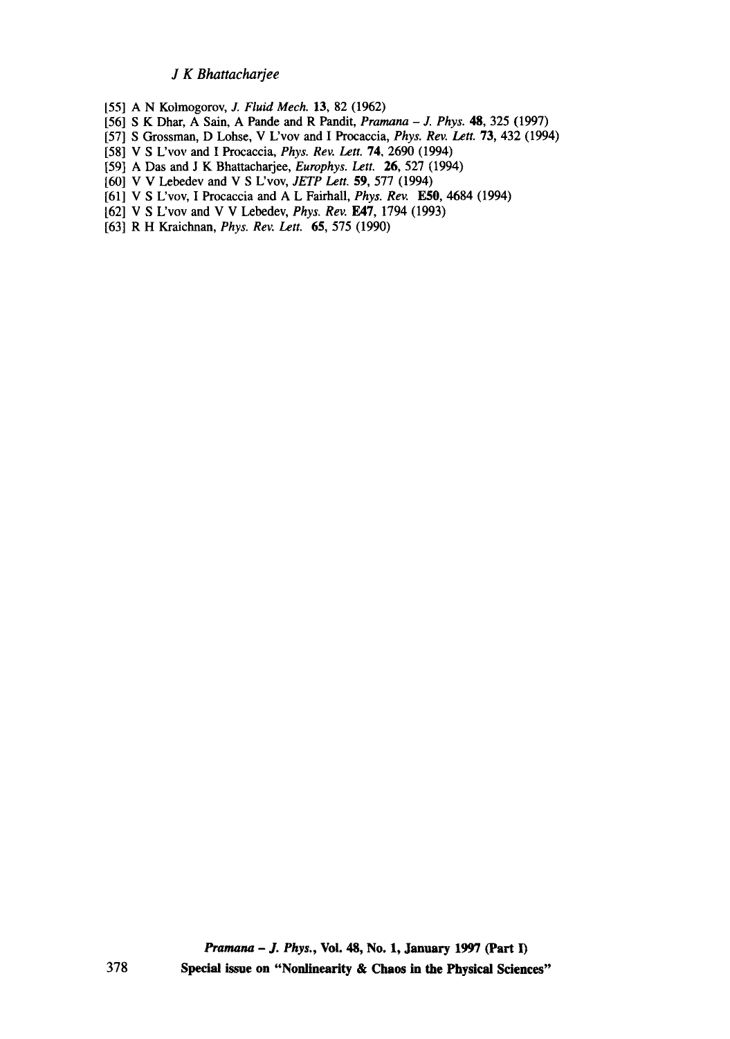[55] A N Kolmogorov, *J. Fluid Mech.* **13**, 82 (1962)
[56] S K Dhar, A Sain, A Pande and R Pandit, *Pramana – J. Phys.* **48**, 325 (1997)
[57] S Grossman, D Lohse, V L'vov and I Procaccia, *Phys. Rev. Lett.* **73**, 432 (1994)
[58] V S L'vov and I Procaccia, *Phys. Rev. Lett.* **74**, 2690 (1994)
[59] A Das and J K Bhattacharjee, *Europhys. Lett.* **26**, 527 (1994)
[60] V V Lebedev and V S L'vov, *JETP Lett.* **59**, 577 (1994)
[61] V S L'vov, I Procaccia and A L Fairhall, *Phys. Rev.* **E50**, 4684 (1994)
[62] V S L'vov and V V Lebedev, *Phys. Rev.* **E47**, 1794 (1993)
[63] R H Kraichnan, *Phys. Rev. Lett.* **65**, 575 (1990)